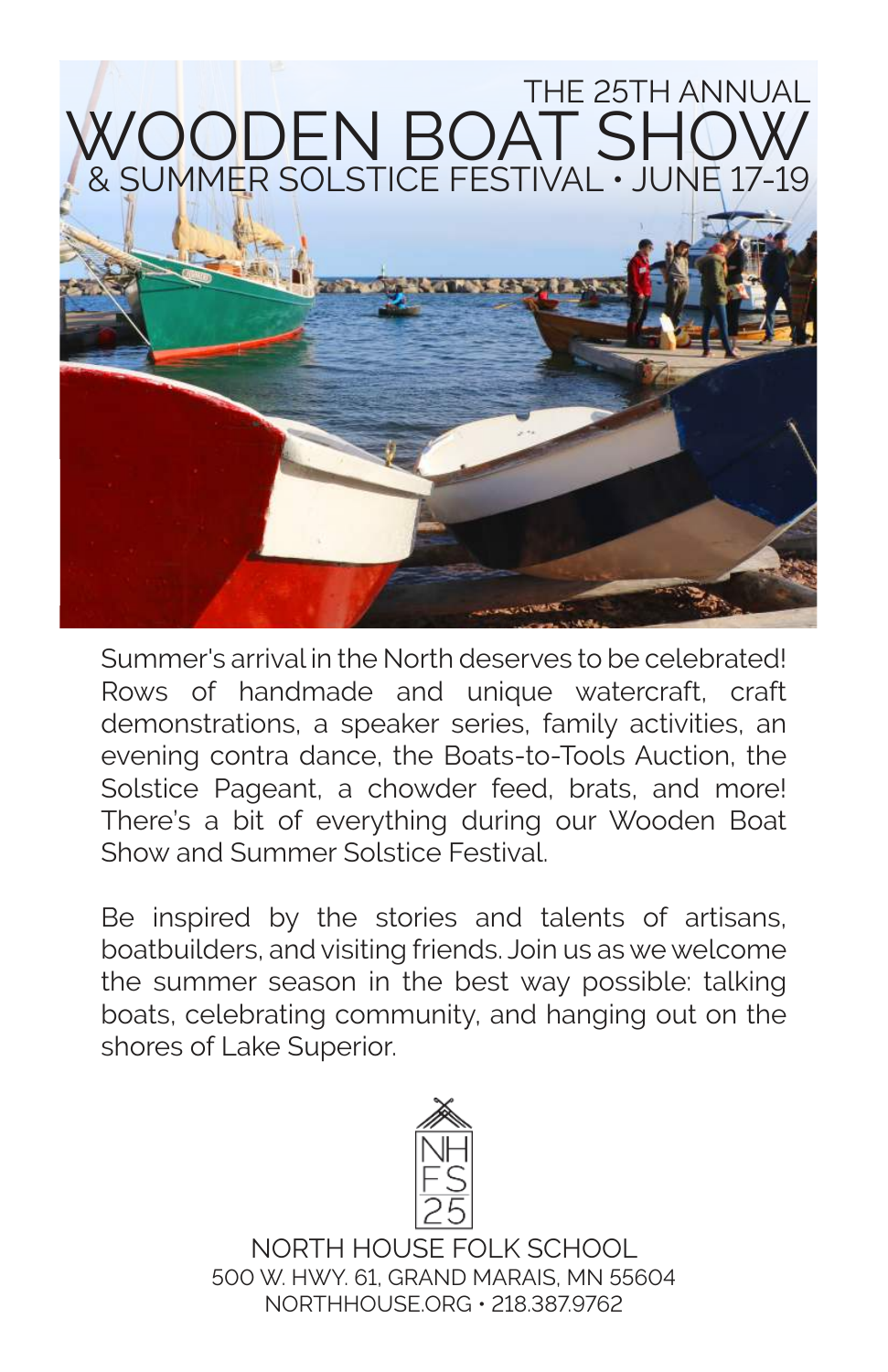THE 25TH ANNUAL

# WOODEN BOAT SHOW

& SUMMER SOLSTICE FESTIVAL • JUNE 17-19

Summer's arrival in the North deserves to be celebrated! Rows of handmade and unique watercraft, craft demonstrations, a speaker series, family activities, an evening contra dance, the Boats-to-Tools Auction, the Solstice Pageant, a chowder feed, brats, and more! There's a bit of everything during our Wooden Boat Show and Summer Solstice Festival.

Be inspired by the stories and talents of artisans, boatbuilders, and visiting friends. Join us as we welcome the summer season in the best way possible: talking boats, celebrating community, and hanging out on the shores of Lake Superior.

NH
FS
25

NORTH HOUSE FOLK SCHOOL
500 W. HWY. 61, GRAND MARAIS, MN 55604
NORTHHOUSE.ORG • 218.387.9762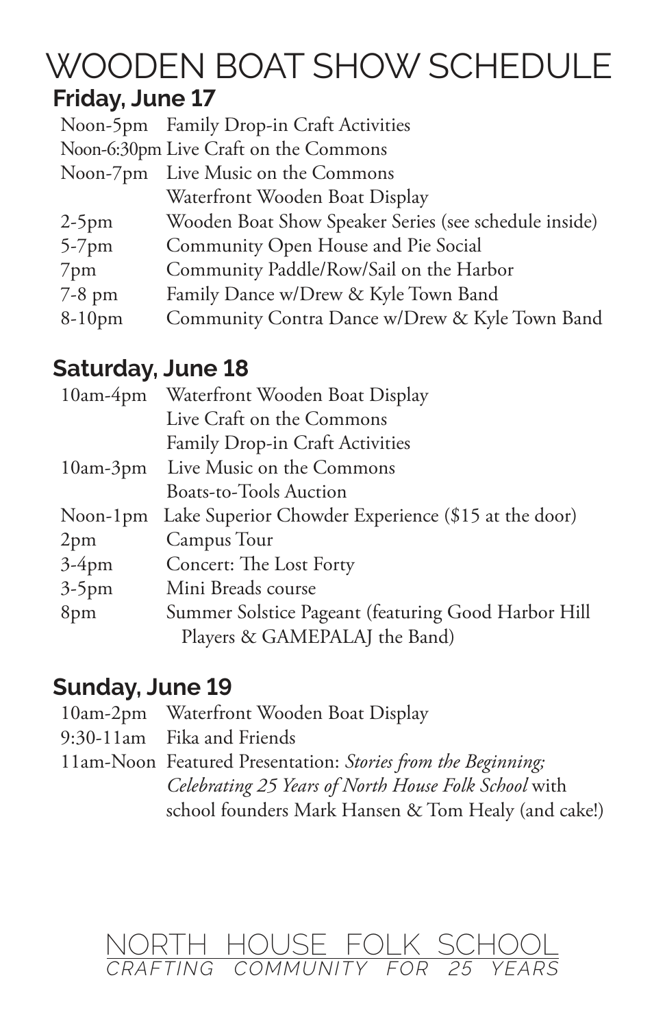# WOODEN BOAT SHOW SCHEDULE

## Friday, June 17

| | |
|---|---|
| Noon-5pm | Family Drop-in Craft Activities |
| Noon-6:30pm | Live Craft on the Commons |
| Noon-7pm | Live Music on the Commons |
| | Waterfront Wooden Boat Display |
| 2-5pm | Wooden Boat Show Speaker Series (see schedule inside) |
| 5-7pm | Community Open House and Pie Social |
| 7pm | Community Paddle/Row/Sail on the Harbor |
| 7-8 pm | Family Dance w/Drew & Kyle Town Band |
| 8-10pm | Community Contra Dance w/Drew & Kyle Town Band |

## Saturday, June 18

| | |
|---|---|
| 10am-4pm | Waterfront Wooden Boat Display |
| | Live Craft on the Commons |
| | Family Drop-in Craft Activities |
| 10am-3pm | Live Music on the Commons |
| | Boats-to-Tools Auction |
| Noon-1pm | Lake Superior Chowder Experience ($15 at the door) |
| 2pm | Campus Tour |
| 3-4pm | Concert: The Lost Forty |
| 3-5pm | Mini Breads course |
| 8pm | Summer Solstice Pageant (featuring Good Harbor Hill Players & GAMEPALAJ the Band) |

## Sunday, June 19

| | |
|---|---|
| 10am-2pm | Waterfront Wooden Boat Display |
| 9:30-11am | Fika and Friends |
| 11am-Noon | Featured Presentation: *Stories from the Beginning; Celebrating 25 Years of North House Folk School* with school founders Mark Hansen & Tom Healy (and cake!) |

NORTH HOUSE FOLK SCHOOL

CRAFTING COMMUNITY FOR 25 YEARS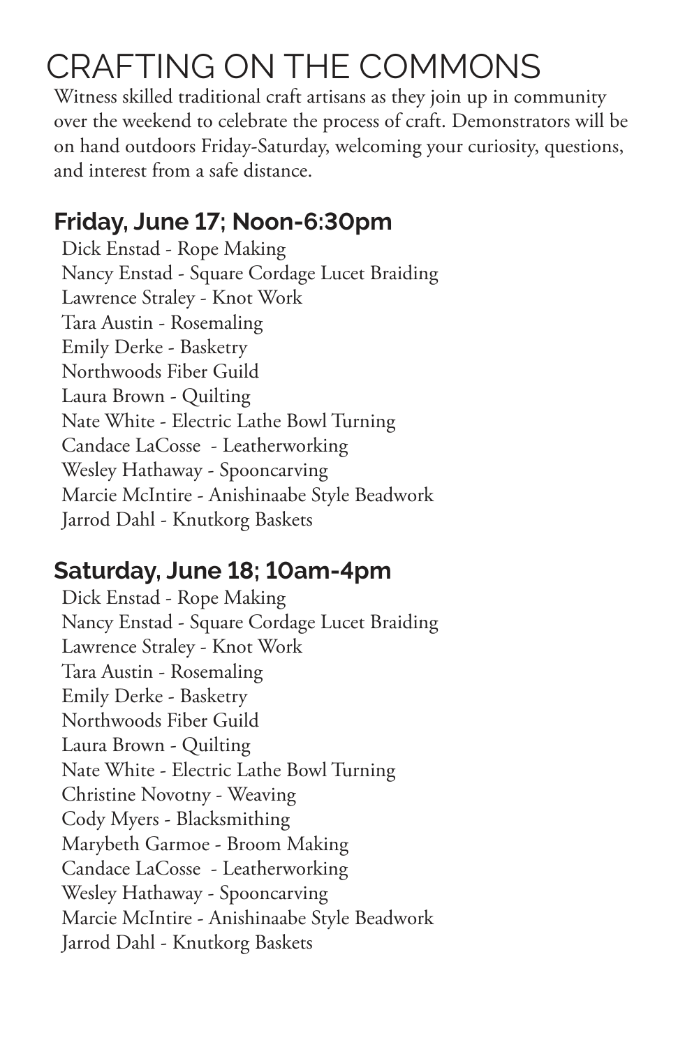# CRAFTING ON THE COMMONS

Witness skilled traditional craft artisans as they join up in community over the weekend to celebrate the process of craft. Demonstrators will be on hand outdoors Friday-Saturday, welcoming your curiosity, questions, and interest from a safe distance.

## Friday, June 17; Noon-6:30pm

Dick Enstad - Rope Making
Nancy Enstad - Square Cordage Lucet Braiding
Lawrence Straley - Knot Work
Tara Austin - Rosemaling
Emily Derke - Basketry
Northwoods Fiber Guild
Laura Brown - Quilting
Nate White - Electric Lathe Bowl Turning
Candace LaCosse - Leatherworking
Wesley Hathaway - Spooncarving
Marcie McIntire - Anishinaabe Style Beadwork
Jarrod Dahl - Knutkorg Baskets

## Saturday, June 18; 10am-4pm

Dick Enstad - Rope Making
Nancy Enstad - Square Cordage Lucet Braiding
Lawrence Straley - Knot Work
Tara Austin - Rosemaling
Emily Derke - Basketry
Northwoods Fiber Guild
Laura Brown - Quilting
Nate White - Electric Lathe Bowl Turning
Christine Novotny - Weaving
Cody Myers - Blacksmithing
Marybeth Garmoe - Broom Making
Candace LaCosse - Leatherworking
Wesley Hathaway - Spooncarving
Marcie McIntire - Anishinaabe Style Beadwork
Jarrod Dahl - Knutkorg Baskets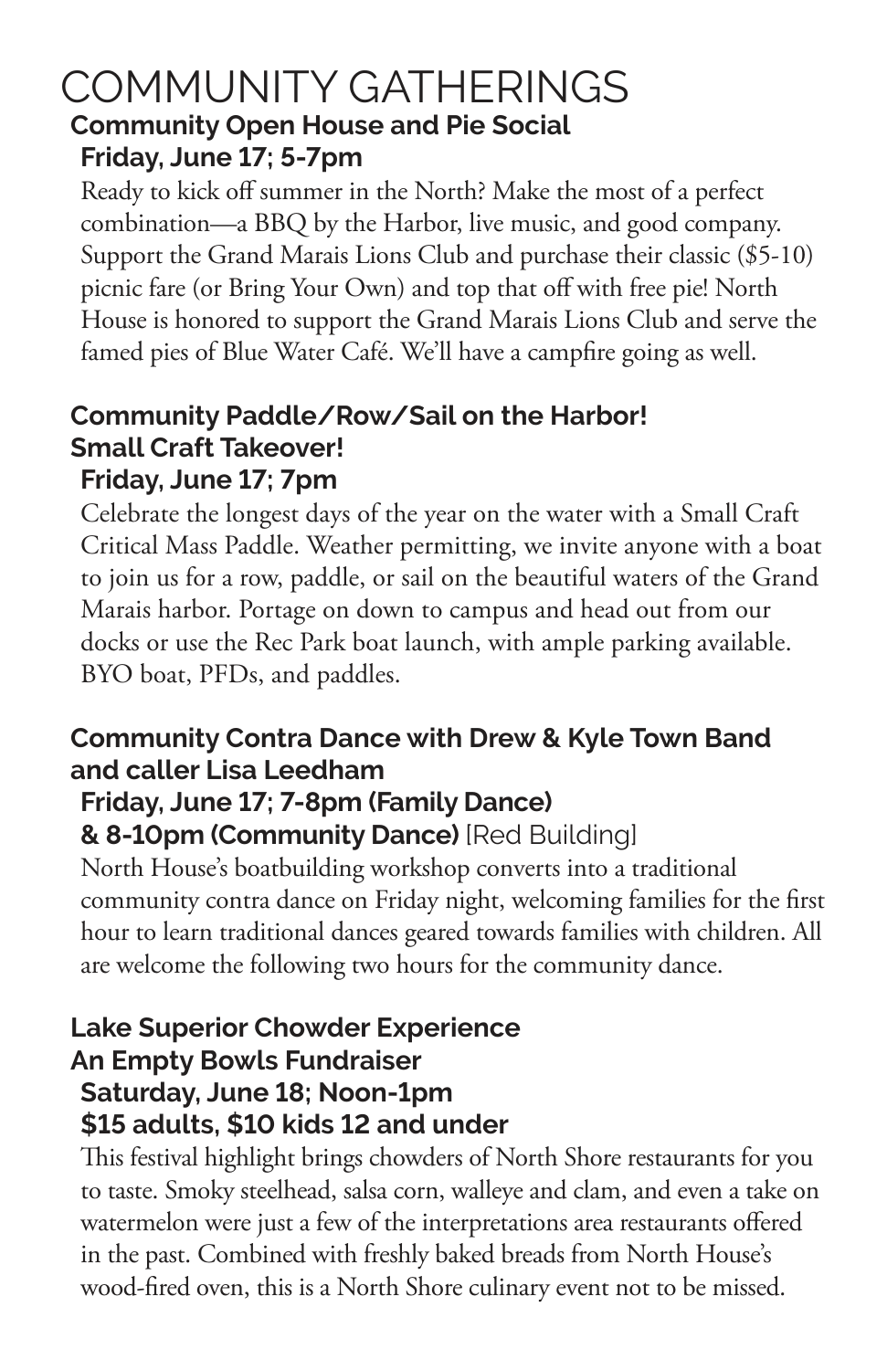# COMMUNITY GATHERINGS

## Community Open House and Pie Social

**Friday, June 17; 5-7pm**

Ready to kick off summer in the North? Make the most of a perfect combination—a BBQ by the Harbor, live music, and good company. Support the Grand Marais Lions Club and purchase their classic ($5-10) picnic fare (or Bring Your Own) and top that off with free pie! North House is honored to support the Grand Marais Lions Club and serve the famed pies of Blue Water Café. We'll have a campfire going as well.

## Community Paddle/Row/Sail on the Harbor! Small Craft Takeover!

**Friday, June 17; 7pm**

Celebrate the longest days of the year on the water with a Small Craft Critical Mass Paddle. Weather permitting, we invite anyone with a boat to join us for a row, paddle, or sail on the beautiful waters of the Grand Marais harbor. Portage on down to campus and head out from our docks or use the Rec Park boat launch, with ample parking available. BYO boat, PFDs, and paddles.

## Community Contra Dance with Drew & Kyle Town Band and caller Lisa Leedham

**Friday, June 17; 7-8pm (Family Dance)**
**& 8-10pm (Community Dance)** [Red Building]

North House's boatbuilding workshop converts into a traditional community contra dance on Friday night, welcoming families for the first hour to learn traditional dances geared towards families with children. All are welcome the following two hours for the community dance.

## Lake Superior Chowder Experience An Empty Bowls Fundraiser

**Saturday, June 18; Noon-1pm**
**$15 adults, $10 kids 12 and under**

This festival highlight brings chowders of North Shore restaurants for you to taste. Smoky steelhead, salsa corn, walleye and clam, and even a take on watermelon were just a few of the interpretations area restaurants offered in the past. Combined with freshly baked breads from North House's wood-fired oven, this is a North Shore culinary event not to be missed.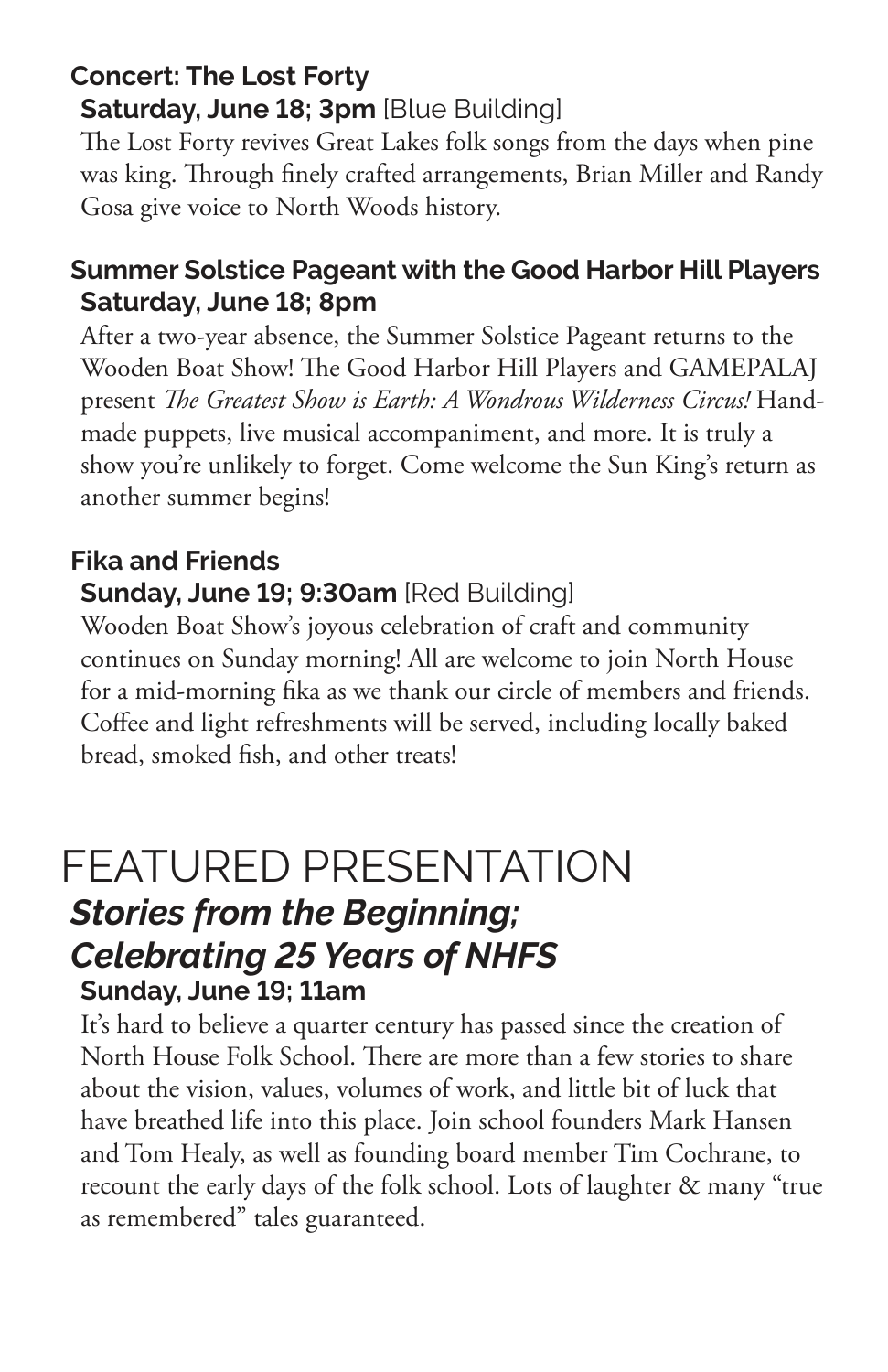### Concert: The Lost Forty

**Saturday, June 18; 3pm** [Blue Building]

The Lost Forty revives Great Lakes folk songs from the days when pine was king. Through finely crafted arrangements, Brian Miller and Randy Gosa give voice to North Woods history.

### Summer Solstice Pageant with the Good Harbor Hill Players

**Saturday, June 18; 8pm**

After a two-year absence, the Summer Solstice Pageant returns to the Wooden Boat Show! The Good Harbor Hill Players and GAMEPALAJ present *The Greatest Show is Earth: A Wondrous Wilderness Circus!* Hand-made puppets, live musical accompaniment, and more. It is truly a show you're unlikely to forget. Come welcome the Sun King's return as another summer begins!

### Fika and Friends

**Sunday, June 19; 9:30am** [Red Building]

Wooden Boat Show's joyous celebration of craft and community continues on Sunday morning! All are welcome to join North House for a mid-morning fika as we thank our circle of members and friends. Coffee and light refreshments will be served, including locally baked bread, smoked fish, and other treats!

# FEATURED PRESENTATION

## *Stories from the Beginning; Celebrating 25 Years of NHFS*

**Sunday, June 19; 11am**

It's hard to believe a quarter century has passed since the creation of North House Folk School. There are more than a few stories to share about the vision, values, volumes of work, and little bit of luck that have breathed life into this place. Join school founders Mark Hansen and Tom Healy, as well as founding board member Tim Cochrane, to recount the early days of the folk school. Lots of laughter & many "true as remembered" tales guaranteed.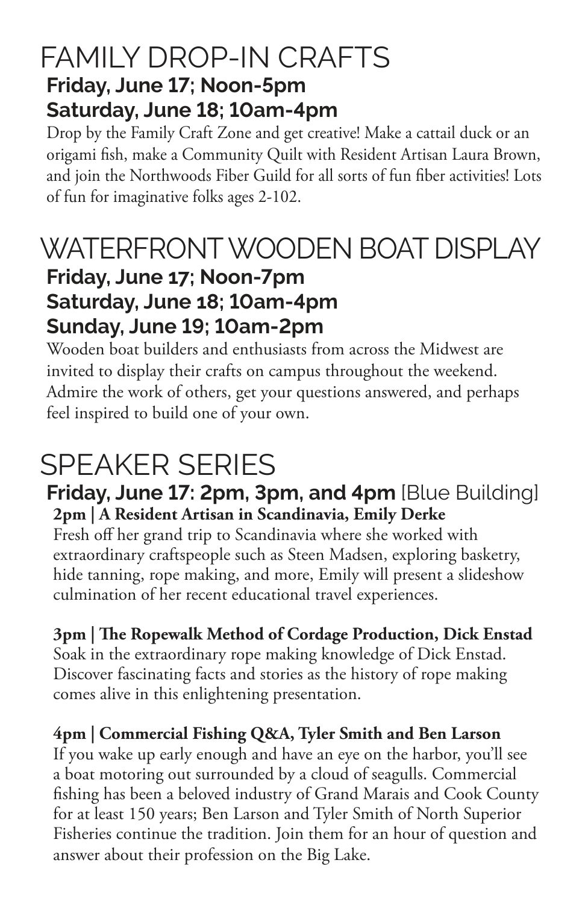# FAMILY DROP-IN CRAFTS

**Friday, June 17; Noon-5pm**
**Saturday, June 18; 10am-4pm**

Drop by the Family Craft Zone and get creative! Make a cattail duck or an origami fish, make a Community Quilt with Resident Artisan Laura Brown, and join the Northwoods Fiber Guild for all sorts of fun fiber activities! Lots of fun for imaginative folks ages 2-102.

# WATERFRONT WOODEN BOAT DISPLAY

**Friday, June 17; Noon-7pm**
**Saturday, June 18; 10am-4pm**
**Sunday, June 19; 10am-2pm**

Wooden boat builders and enthusiasts from across the Midwest are invited to display their crafts on campus throughout the weekend. Admire the work of others, get your questions answered, and perhaps feel inspired to build one of your own.

# SPEAKER SERIES

**Friday, June 17: 2pm, 3pm, and 4pm** [Blue Building]

**2pm | A Resident Artisan in Scandinavia, Emily Derke**
Fresh off her grand trip to Scandinavia where she worked with extraordinary craftspeople such as Steen Madsen, exploring basketry, hide tanning, rope making, and more, Emily will present a slideshow culmination of her recent educational travel experiences.

**3pm | The Ropewalk Method of Cordage Production, Dick Enstad**
Soak in the extraordinary rope making knowledge of Dick Enstad. Discover fascinating facts and stories as the history of rope making comes alive in this enlightening presentation.

**4pm | Commercial Fishing Q&A, Tyler Smith and Ben Larson**
If you wake up early enough and have an eye on the harbor, you'll see a boat motoring out surrounded by a cloud of seagulls. Commercial fishing has been a beloved industry of Grand Marais and Cook County for at least 150 years; Ben Larson and Tyler Smith of North Superior Fisheries continue the tradition. Join them for an hour of question and answer about their profession on the Big Lake.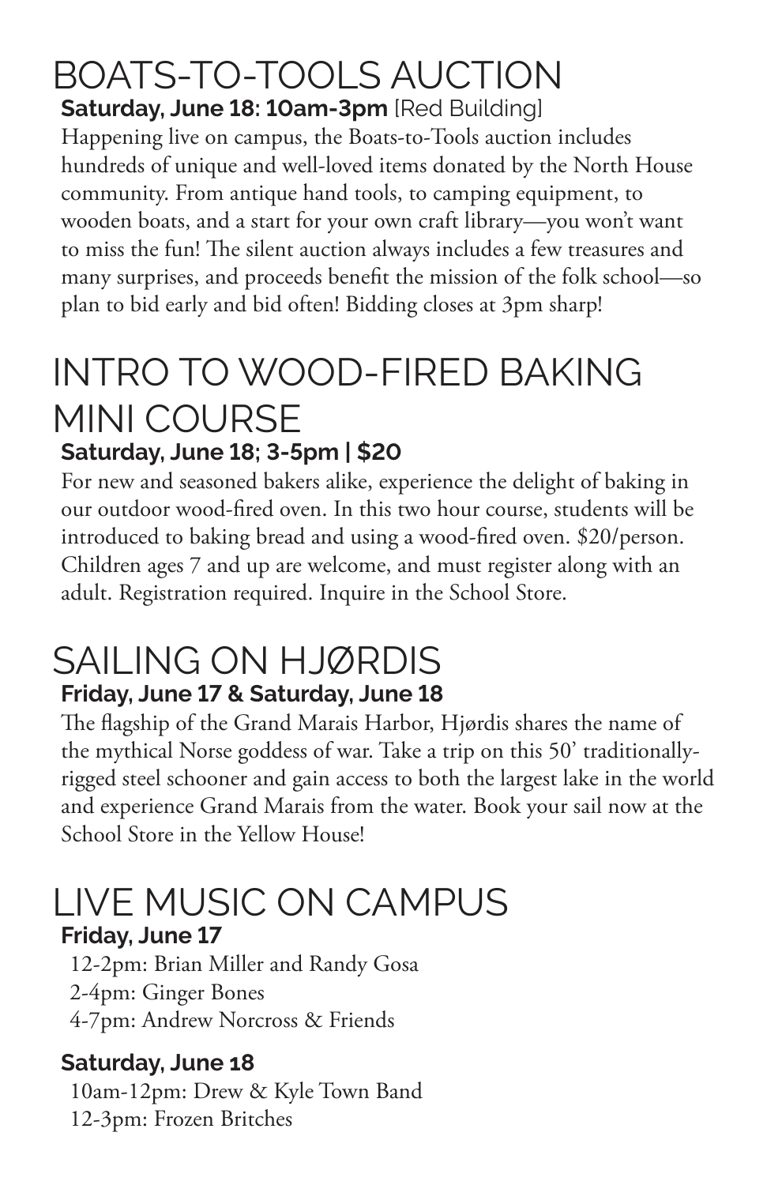# BOATS-TO-TOOLS AUCTION

**Saturday, June 18: 10am-3pm** [Red Building]

Happening live on campus, the Boats-to-Tools auction includes hundreds of unique and well-loved items donated by the North House community. From antique hand tools, to camping equipment, to wooden boats, and a start for your own craft library—you won't want to miss the fun! The silent auction always includes a few treasures and many surprises, and proceeds benefit the mission of the folk school—so plan to bid early and bid often! Bidding closes at 3pm sharp!

# INTRO TO WOOD-FIRED BAKING MINI COURSE

**Saturday, June 18; 3-5pm | $20**

For new and seasoned bakers alike, experience the delight of baking in our outdoor wood-fired oven. In this two hour course, students will be introduced to baking bread and using a wood-fired oven. $20/person. Children ages 7 and up are welcome, and must register along with an adult. Registration required. Inquire in the School Store.

# SAILING ON HJØRDIS

**Friday, June 17 & Saturday, June 18**

The flagship of the Grand Marais Harbor, Hjørdis shares the name of the mythical Norse goddess of war. Take a trip on this 50' traditionally-rigged steel schooner and gain access to both the largest lake in the world and experience Grand Marais from the water. Book your sail now at the School Store in the Yellow House!

# LIVE MUSIC ON CAMPUS

**Friday, June 17**

12-2pm: Brian Miller and Randy Gosa
2-4pm: Ginger Bones
4-7pm: Andrew Norcross & Friends

**Saturday, June 18**

10am-12pm: Drew & Kyle Town Band
12-3pm: Frozen Britches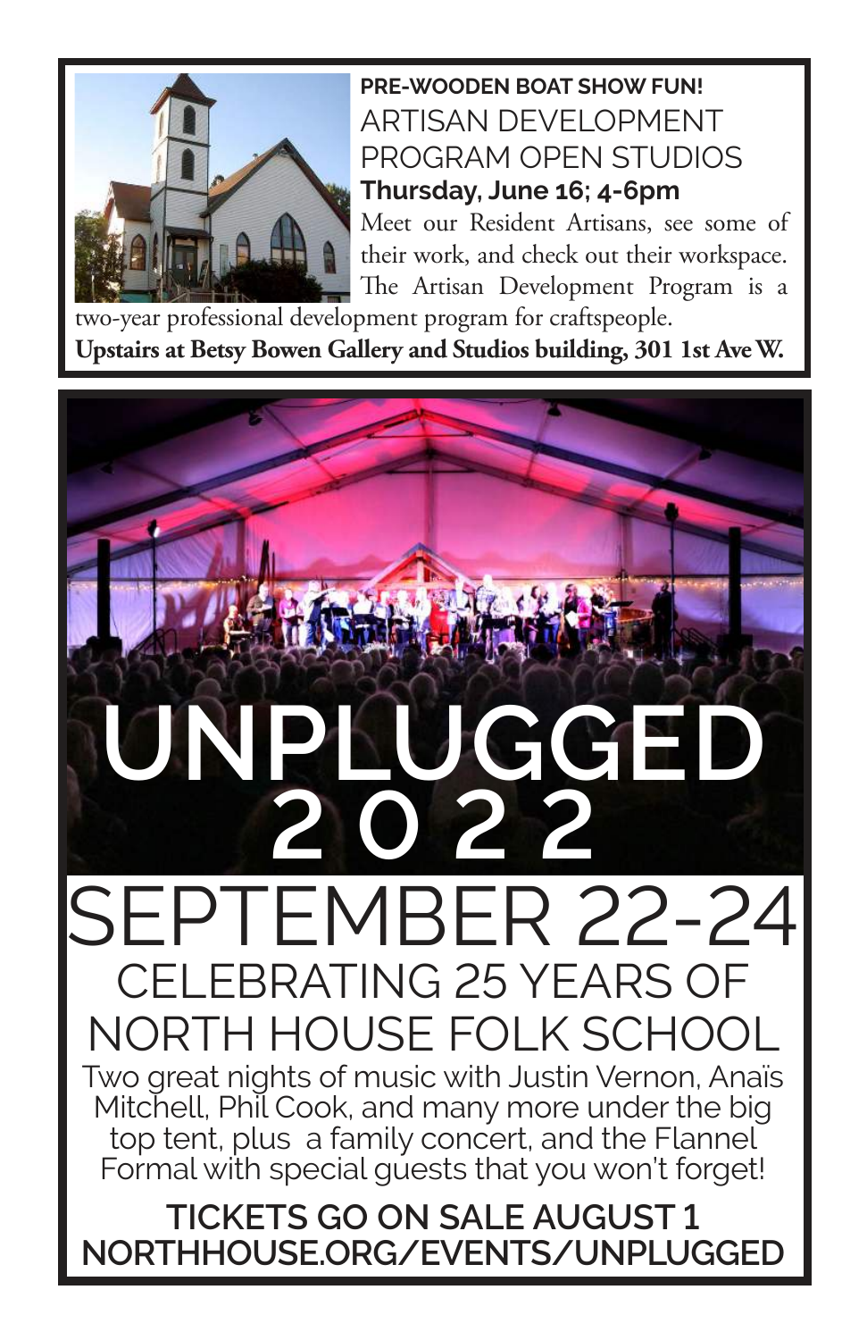**PRE-WOODEN BOAT SHOW FUN!**

## ARTISAN DEVELOPMENT PROGRAM OPEN STUDIOS

**Thursday, June 16; 4-6pm**

Meet our Resident Artisans, see some of their work, and check out their workspace. The Artisan Development Program is a two-year professional development program for craftspeople.

**Upstairs at Betsy Bowen Gallery and Studios building, 301 1st Ave W.**

# UNPLUGGED 2022

## SEPTEMBER 22-24

### CELEBRATING 25 YEARS OF NORTH HOUSE FOLK SCHOOL

Two great nights of music with Justin Vernon, Anaïs Mitchell, Phil Cook, and many more under the big top tent, plus a family concert, and the Flannel Formal with special guests that you won't forget!

**TICKETS GO ON SALE AUGUST 1**
**NORTHHOUSE.ORG/EVENTS/UNPLUGGED**